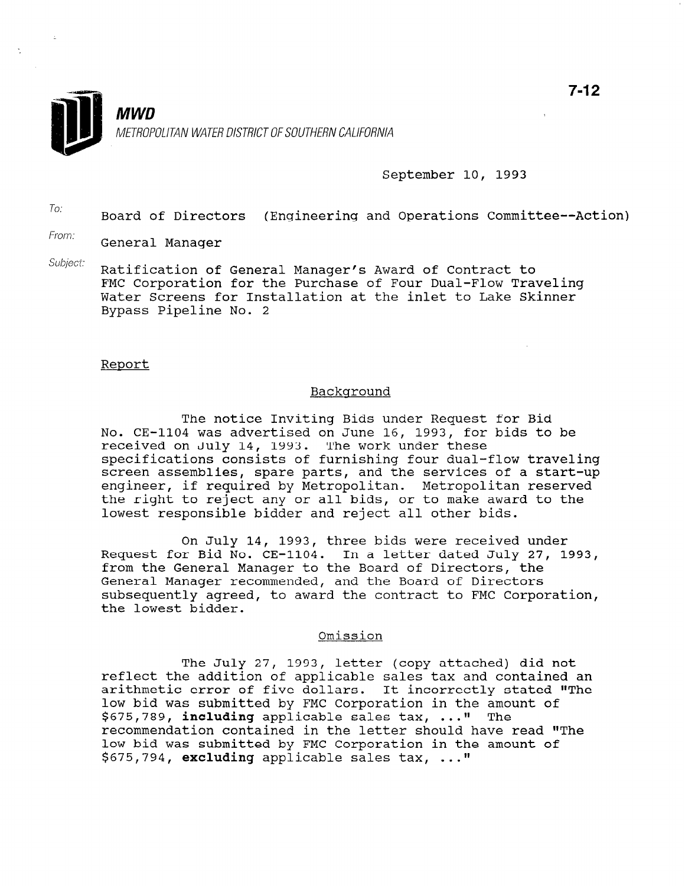7-12

**MWD**
METROPOLITAN WATER DISTRICT OF SOUTHERN CALIFORNIA

September 10, 1993

To: Board of Directors (Engineering and Operations Committee--Action)

From: General Manager

Subject: Ratification of General Manager's Award of Contract to FMC Corporation for the Purchase of Four Dual-Flow Traveling Water Screens for Installation at the inlet to Lake Skinner Bypass Pipeline No. 2

Report

Background

The notice Inviting Bids under Request for Bid No. CE-1104 was advertised on June 16, 1993, for bids to be received on July 14, 1993. The work under these specifications consists of furnishing four dual-flow traveling screen assemblies, spare parts, and the services of a start-up engineer, if required by Metropolitan. Metropolitan reserved the right to reject any or all bids, or to make award to the lowest responsible bidder and reject all other bids.

On July 14, 1993, three bids were received under Request for Bid No. CE-1104. In a letter dated July 27, 1993, from the General Manager to the Board of Directors, the General Manager recommended, and the Board of Directors subsequently agreed, to award the contract to FMC Corporation, the lowest bidder.

Omission

The July 27, 1993, letter (copy attached) did not reflect the addition of applicable sales tax and contained an arithmetic error of five dollars. It incorrectly stated "The low bid was submitted by FMC Corporation in the amount of $675,789, **including** applicable sales tax, ..." The recommendation contained in the letter should have read "The low bid was submitted by FMC Corporation in the amount of $675,794, **excluding** applicable sales tax, ..."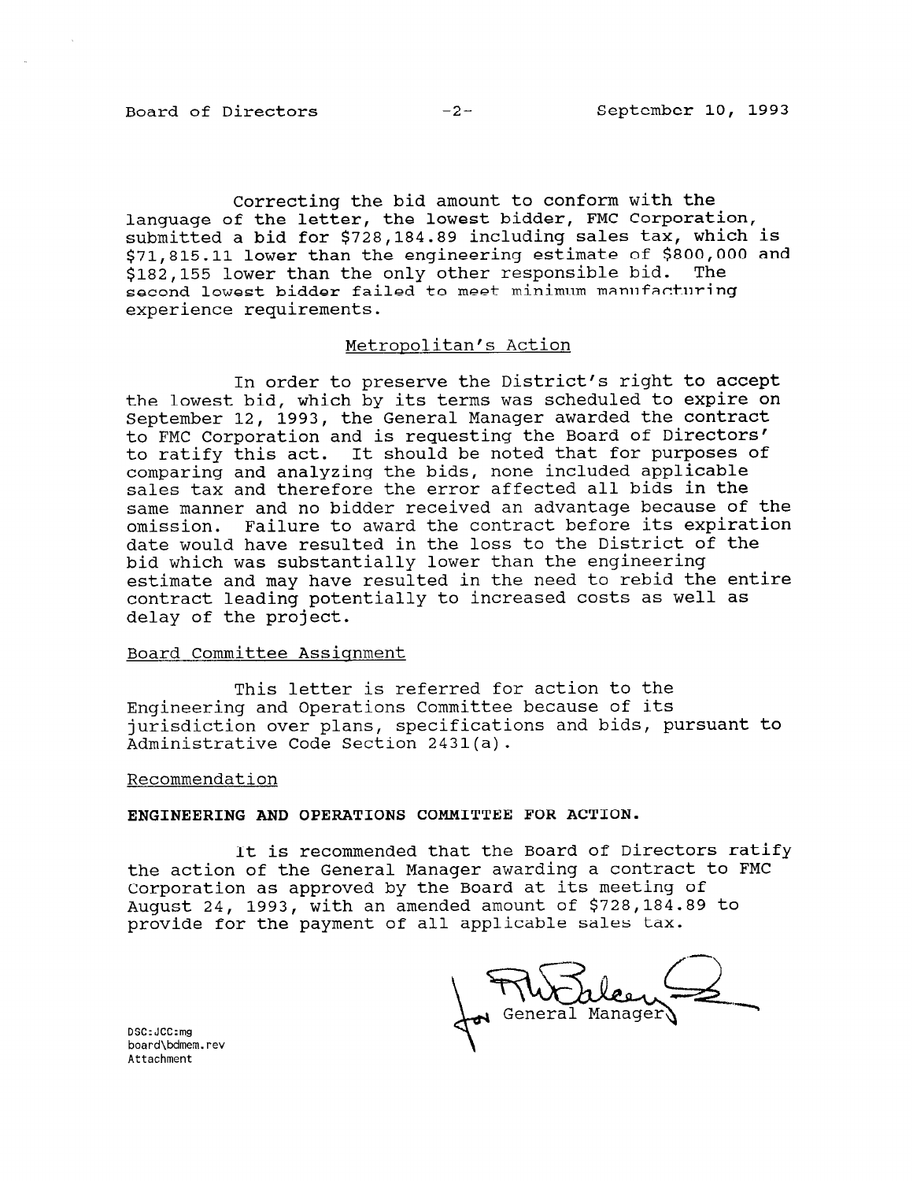Correcting the bid amount to conform with the language of the letter, the lowest bidder, FMC Corporation, submitted a bid for $728,184.89 including sales tax, which is $71,815.11 lower than the engineering estimate of $800,000 and $182,155 lower than the only other responsible bid. The second lowest bidder failed to meet minimum manufacturing experience requirements.

## Metropolitan's Action

In order to preserve the District's right to accept the lowest bid, which by its terms was scheduled to expire on September 12, 1993, the General Manager awarded the contract to FMC Corporation and is requesting the Board of Directors' to ratify this act. It should be noted that for purposes of comparing and analyzing the bids, none included applicable sales tax and therefore the error affected all bids in the same manner and no bidder received an advantage because of the omission. Failure to award the contract before its expiration date would have resulted in the loss to the District of the bid which was substantially lower than the engineering estimate and may have resulted in the need to rebid the entire contract leading potentially to increased costs as well as delay of the project.

## Board Committee Assignment

This letter is referred for action to the Engineering and Operations Committee because of its jurisdiction over plans, specifications and bids, pursuant to Administrative Code Section 2431(a).

## Recommendation

**ENGINEERING AND OPERATIONS COMMITTEE FOR ACTION.**

It is recommended that the Board of Directors ratify the action of the General Manager awarding a contract to FMC Corporation as approved by the Board at its meeting of August 24, 1993, with an amended amount of $728,184.89 to provide for the payment of all applicable sales tax.

for General Manager

DSC:JCC:mg
board\bdmem.rev
Attachment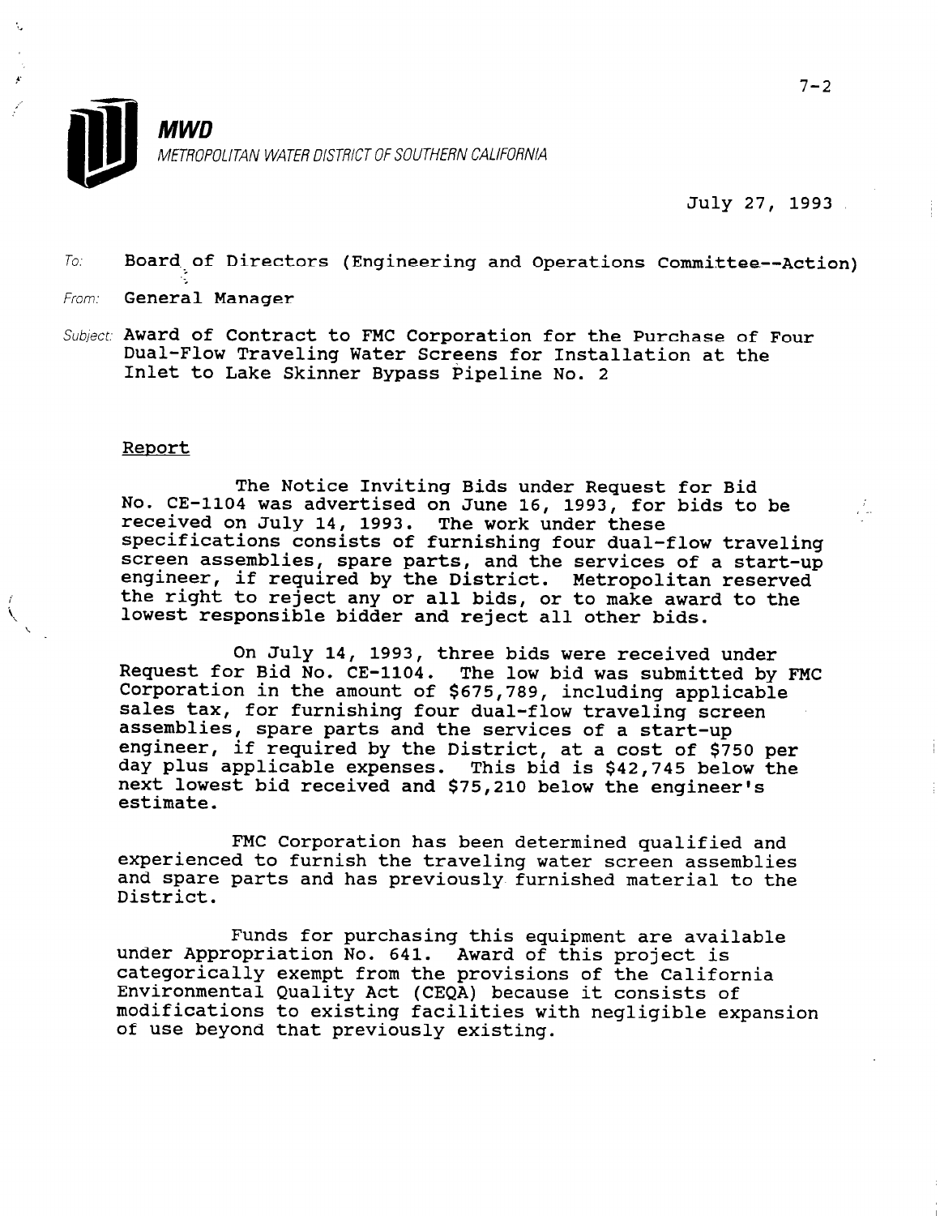**MWD**

*METROPOLITAN WATER DISTRICT OF SOUTHERN CALIFORNIA*

July 27, 1993

To: Board of Directors (Engineering and Operations Committee--Action)

From: General Manager

Subject: Award of Contract to FMC Corporation for the Purchase of Four Dual-Flow Traveling Water Screens for Installation at the Inlet to Lake Skinner Bypass Pipeline No. 2

Report

The Notice Inviting Bids under Request for Bid No. CE-1104 was advertised on June 16, 1993, for bids to be received on July 14, 1993. The work under these specifications consists of furnishing four dual-flow traveling screen assemblies, spare parts, and the services of a start-up engineer, if required by the District. Metropolitan reserved the right to reject any or all bids, or to make award to the lowest responsible bidder and reject all other bids.

On July 14, 1993, three bids were received under Request for Bid No. CE-1104. The low bid was submitted by FMC Corporation in the amount of $675,789, including applicable sales tax, for furnishing four dual-flow traveling screen assemblies, spare parts and the services of a start-up engineer, if required by the District, at a cost of $750 per day plus applicable expenses. This bid is $42,745 below the next lowest bid received and $75,210 below the engineer's estimate.

FMC Corporation has been determined qualified and experienced to furnish the traveling water screen assemblies and spare parts and has previously furnished material to the District.

Funds for purchasing this equipment are available under Appropriation No. 641. Award of this project is categorically exempt from the provisions of the California Environmental Quality Act (CEQA) because it consists of modifications to existing facilities with negligible expansion of use beyond that previously existing.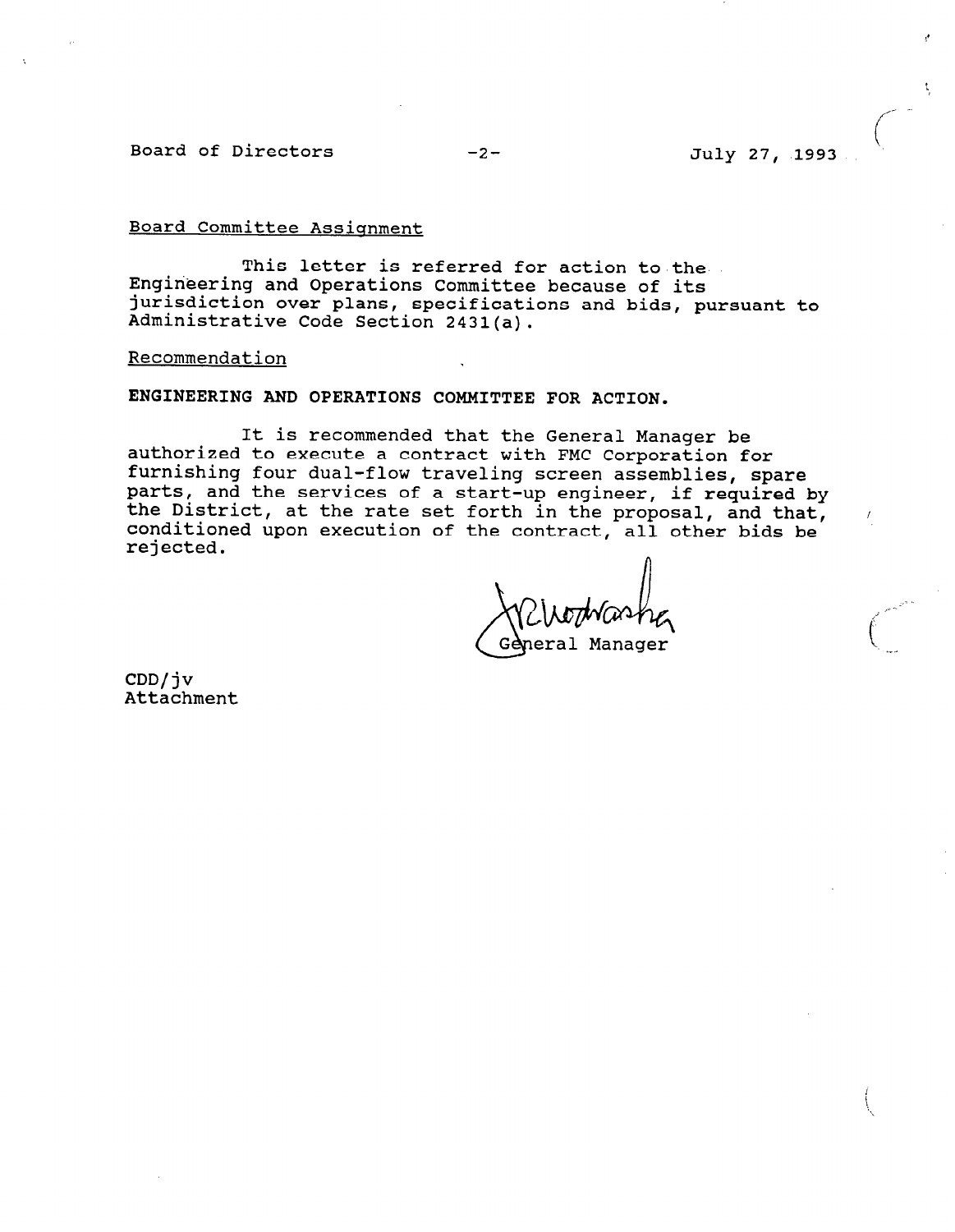Board Committee Assignment

This letter is referred for action to the Engineering and Operations Committee because of its jurisdiction over plans, specifications and bids, pursuant to Administrative Code Section 2431(a).

Recommendation

**ENGINEERING AND OPERATIONS COMMITTEE FOR ACTION.**

It is recommended that the General Manager be authorized to execute a contract with FMC Corporation for furnishing four dual-flow traveling screen assemblies, spare parts, and the services of a start-up engineer, if required by the District, at the rate set forth in the proposal, and that, conditioned upon execution of the contract, all other bids be rejected.

General Manager

CDD/jv
Attachment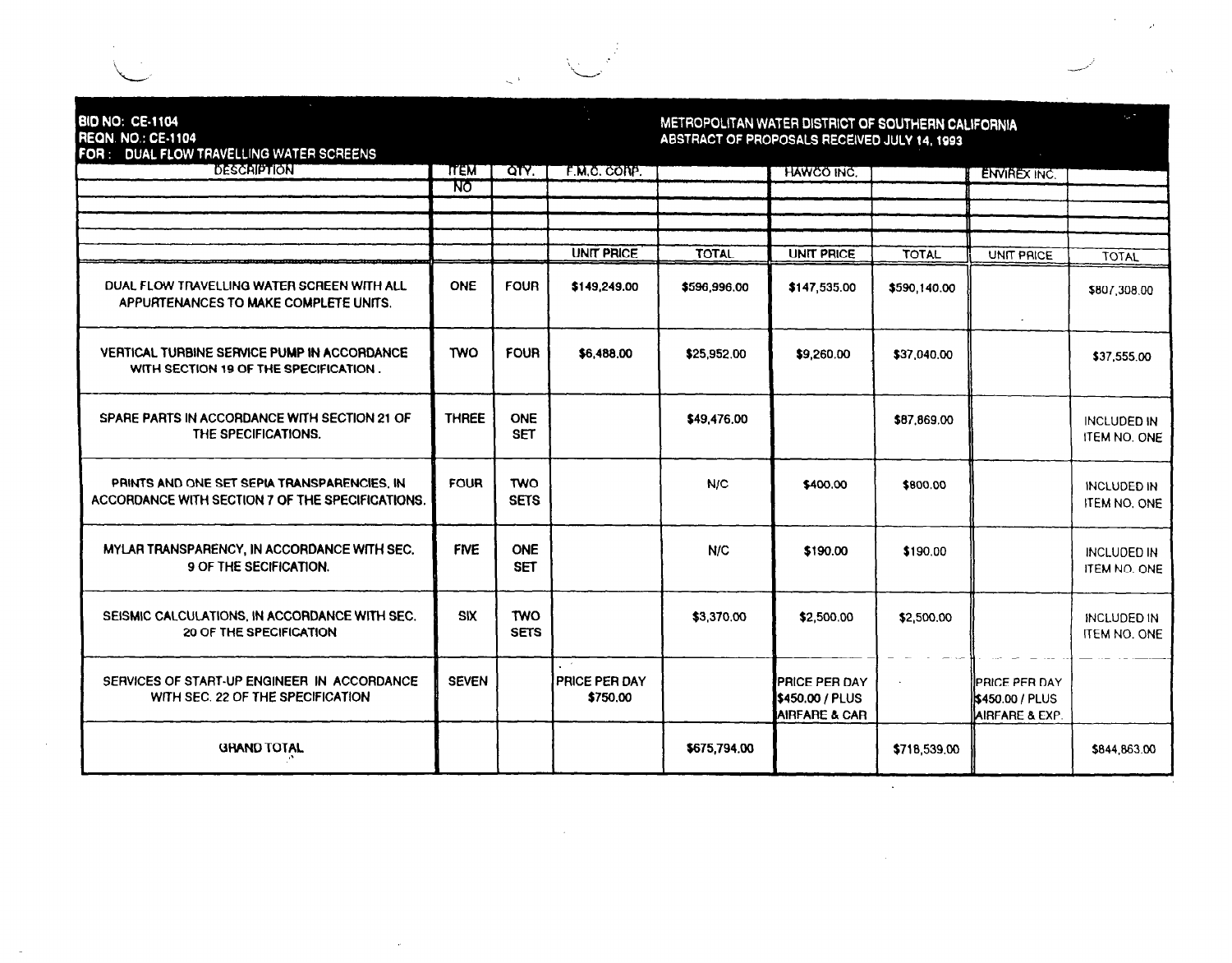**BID NO: CE-1104**
**REQN. NO.: CE-1104**
**FOR: DUAL FLOW TRAVELLING WATER SCREENS**

**METROPOLITAN WATER DISTRICT OF SOUTHERN CALIFORNIA**
**ABSTRACT OF PROPOSALS RECEIVED JULY 14, 1993**

| DESCRIPTION | ITEM NO | QTY. | F.M.C. CORP. UNIT PRICE | F.M.C. CORP. TOTAL | HAWCO INC. UNIT PRICE | HAWCO INC. TOTAL | ENVIREX INC. UNIT PRICE | ENVIREX INC. TOTAL |
|---|---|---|---|---|---|---|---|---|
| DUAL FLOW TRAVELLING WATER SCREEN WITH ALL APPURTENANCES TO MAKE COMPLETE UNITS. | ONE | FOUR | $149,249.00 | $596,996.00 | $147,535.00 | $590,140.00 | | $807,308.00 |
| VERTICAL TURBINE SERVICE PUMP IN ACCORDANCE WITH SECTION 19 OF THE SPECIFICATION. | TWO | FOUR | $6,488.00 | $25,952.00 | $9,260.00 | $37,040.00 | | $37,555.00 |
| SPARE PARTS IN ACCORDANCE WITH SECTION 21 OF THE SPECIFICATIONS. | THREE | ONE SET | | $49,476.00 | | $87,869.00 | | INCLUDED IN ITEM NO. ONE |
| PRINTS AND ONE SET SEPIA TRANSPARENCIES, IN ACCORDANCE WITH SECTION 7 OF THE SPECIFICATIONS. | FOUR | TWO SETS | | N/C | $400.00 | $800.00 | | INCLUDED IN ITEM NO. ONE |
| MYLAR TRANSPARENCY, IN ACCORDANCE WITH SEC. 9 OF THE SECIFICATION. | FIVE | ONE SET | | N/C | $190.00 | $190.00 | | INCLUDED IN ITEM NO. ONE |
| SEISMIC CALCULATIONS, IN ACCORDANCE WITH SEC. 20 OF THE SPECIFICATION | SIX | TWO SETS | | $3,370.00 | $2,500.00 | $2,500.00 | | INCLUDED IN ITEM NO. ONE |
| SERVICES OF START-UP ENGINEER IN ACCORDANCE WITH SEC. 22 OF THE SPECIFICATION | SEVEN | | PRICE PER DAY $750.00 | | PRICE PER DAY $450.00 / PLUS AIRFARE & CAR | | PRICE PER DAY $450.00 / PLUS AIRFARE & EXP. | |
| GRAND TOTAL | | | | $675,794.00 | | $718,539.00 | | $844,863.00 |